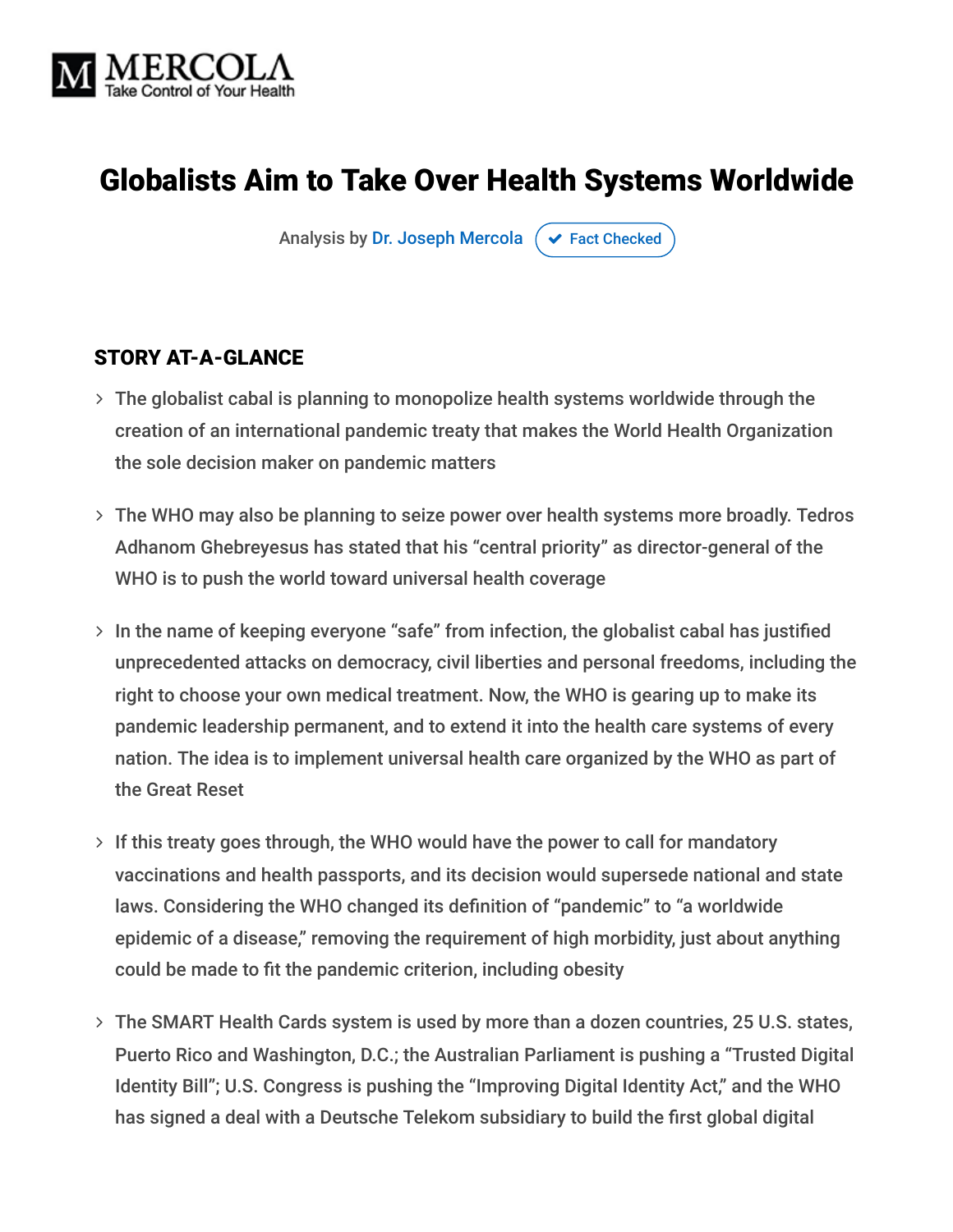# Globalists Aim to Take Over Health Systems Worldwide

Analysis by Dr. Joseph Mercola ✔ Fact Checked

## STORY AT-A-GLANCE

- The globalist cabal is planning to monopolize health systems worldwide through the creation of an international pandemic treaty that makes the World Health Organization the sole decision maker on pandemic matters
- The WHO may also be planning to seize power over health systems more broadly. Tedros Adhanom Ghebreyesus has stated that his "central priority" as director-general of the WHO is to push the world toward universal health coverage
- In the name of keeping everyone "safe" from infection, the globalist cabal has justified unprecedented attacks on democracy, civil liberties and personal freedoms, including the right to choose your own medical treatment. Now, the WHO is gearing up to make its pandemic leadership permanent, and to extend it into the health care systems of every nation. The idea is to implement universal health care organized by the WHO as part of the Great Reset
- If this treaty goes through, the WHO would have the power to call for mandatory vaccinations and health passports, and its decision would supersede national and state laws. Considering the WHO changed its definition of "pandemic" to "a worldwide epidemic of a disease," removing the requirement of high morbidity, just about anything could be made to fit the pandemic criterion, including obesity
- The SMART Health Cards system is used by more than a dozen countries, 25 U.S. states, Puerto Rico and Washington, D.C.; the Australian Parliament is pushing a "Trusted Digital Identity Bill"; U.S. Congress is pushing the "Improving Digital Identity Act," and the WHO has signed a deal with a Deutsche Telekom subsidiary to build the first global digital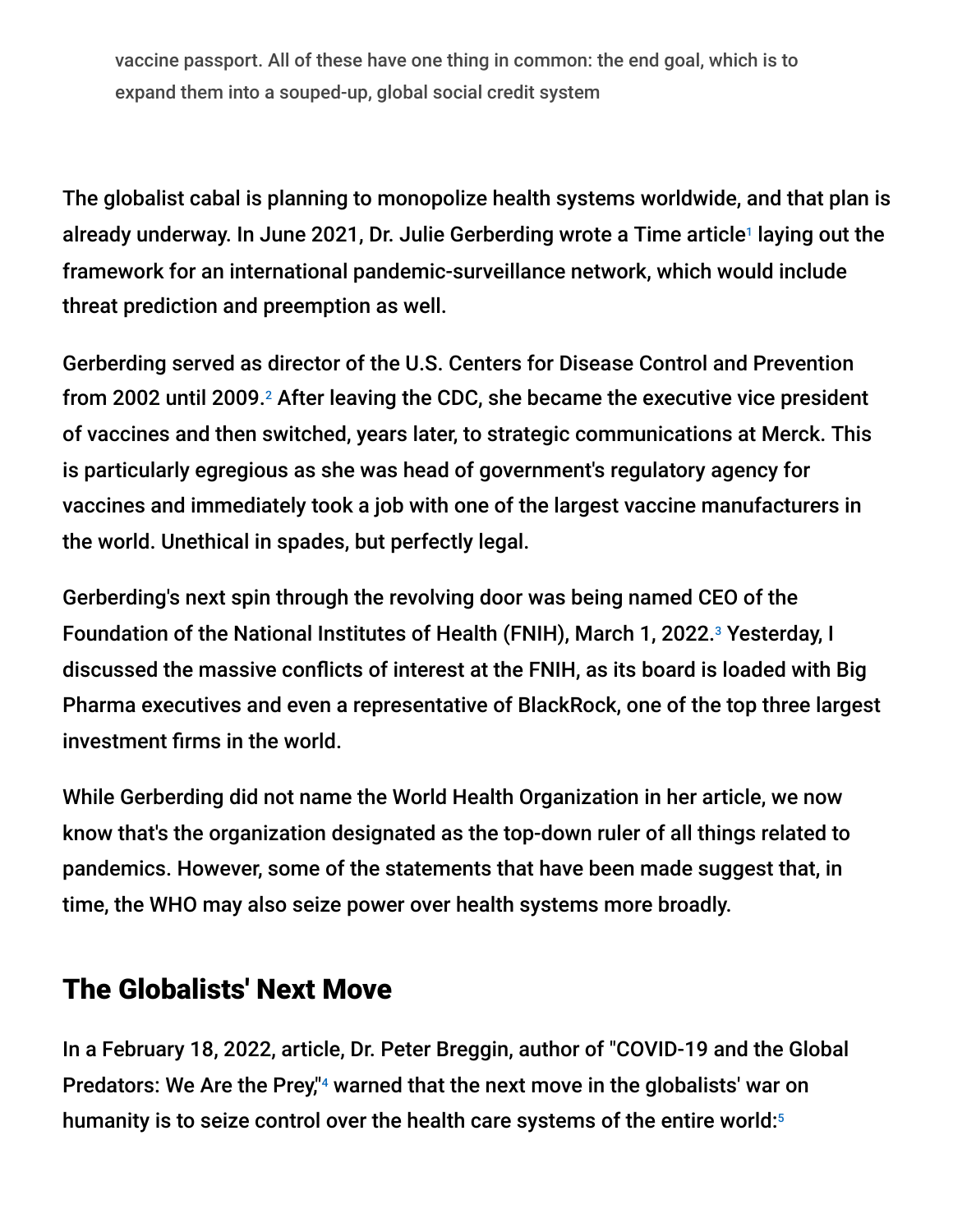vaccine passport. All of these have one thing in common: the end goal, which is to expand them into a souped-up, global social credit system

The globalist cabal is planning to monopolize health systems worldwide, and that plan is already underway. In June 2021, Dr. Julie Gerberding wrote a Time article[1] laying out the framework for an international pandemic-surveillance network, which would include threat prediction and preemption as well.

Gerberding served as director of the U.S. Centers for Disease Control and Prevention from 2002 until 2009.[2] After leaving the CDC, she became the executive vice president of vaccines and then switched, years later, to strategic communications at Merck. This is particularly egregious as she was head of government's regulatory agency for vaccines and immediately took a job with one of the largest vaccine manufacturers in the world. Unethical in spades, but perfectly legal.

Gerberding's next spin through the revolving door was being named CEO of the Foundation of the National Institutes of Health (FNIH), March 1, 2022.[3] Yesterday, I discussed the massive conflicts of interest at the FNIH, as its board is loaded with Big Pharma executives and even a representative of BlackRock, one of the top three largest investment firms in the world.

While Gerberding did not name the World Health Organization in her article, we now know that's the organization designated as the top-down ruler of all things related to pandemics. However, some of the statements that have been made suggest that, in time, the WHO may also seize power over health systems more broadly.

## The Globalists' Next Move

In a February 18, 2022, article, Dr. Peter Breggin, author of "COVID-19 and the Global Predators: We Are the Prey,"[4] warned that the next move in the globalists' war on humanity is to seize control over the health care systems of the entire world:[5]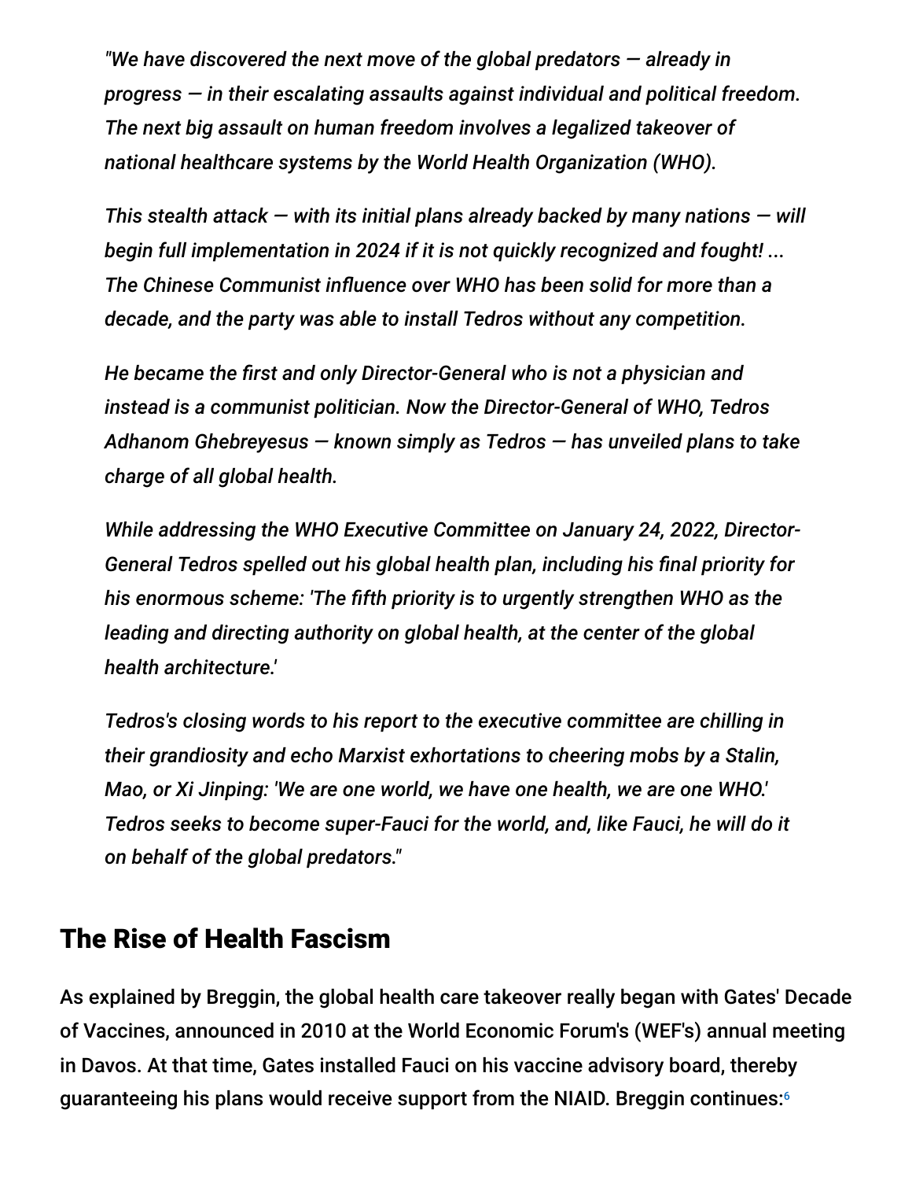*"We have discovered the next move of the global predators — already in progress — in their escalating assaults against individual and political freedom. The next big assault on human freedom involves a legalized takeover of national healthcare systems by the World Health Organization (WHO).*

*This stealth attack — with its initial plans already backed by many nations — will begin full implementation in 2024 if it is not quickly recognized and fought! ... The Chinese Communist influence over WHO has been solid for more than a decade, and the party was able to install Tedros without any competition.*

*He became the first and only Director-General who is not a physician and instead is a communist politician. Now the Director-General of WHO, Tedros Adhanom Ghebreyesus — known simply as Tedros — has unveiled plans to take charge of all global health.*

*While addressing the WHO Executive Committee on January 24, 2022, Director-General Tedros spelled out his global health plan, including his final priority for his enormous scheme: 'The fifth priority is to urgently strengthen WHO as the leading and directing authority on global health, at the center of the global health architecture.'*

*Tedros's closing words to his report to the executive committee are chilling in their grandiosity and echo Marxist exhortations to cheering mobs by a Stalin, Mao, or Xi Jinping: 'We are one world, we have one health, we are one WHO.' Tedros seeks to become super-Fauci for the world, and, like Fauci, he will do it on behalf of the global predators."*

## The Rise of Health Fascism

As explained by Breggin, the global health care takeover really began with Gates' Decade of Vaccines, announced in 2010 at the World Economic Forum's (WEF's) annual meeting in Davos. At that time, Gates installed Fauci on his vaccine advisory board, thereby guaranteeing his plans would receive support from the NIAID. Breggin continues:[6]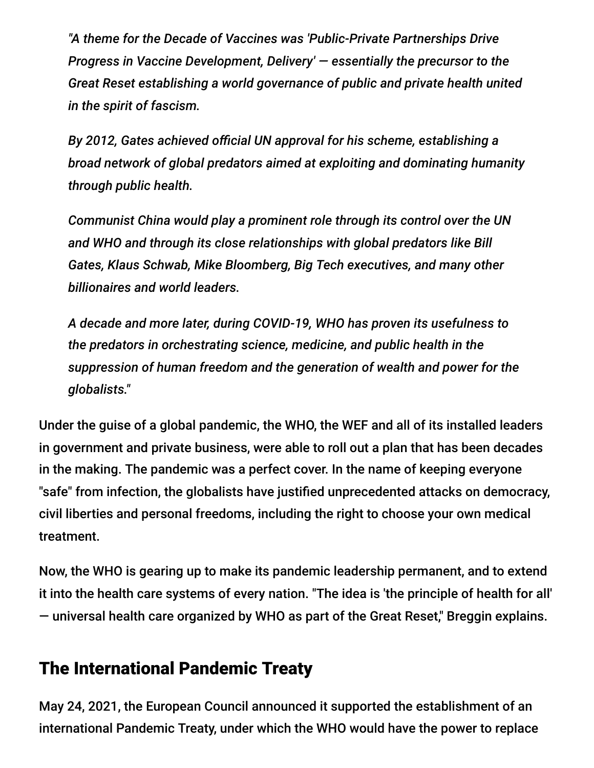> *"A theme for the Decade of Vaccines was 'Public-Private Partnerships Drive Progress in Vaccine Development, Delivery' — essentially the precursor to the Great Reset establishing a world governance of public and private health united in the spirit of fascism.*
>
> *By 2012, Gates achieved official UN approval for his scheme, establishing a broad network of global predators aimed at exploiting and dominating humanity through public health.*
>
> *Communist China would play a prominent role through its control over the UN and WHO and through its close relationships with global predators like Bill Gates, Klaus Schwab, Mike Bloomberg, Big Tech executives, and many other billionaires and world leaders.*
>
> *A decade and more later, during COVID-19, WHO has proven its usefulness to the predators in orchestrating science, medicine, and public health in the suppression of human freedom and the generation of wealth and power for the globalists."*

Under the guise of a global pandemic, the WHO, the WEF and all of its installed leaders in government and private business, were able to roll out a plan that has been decades in the making. The pandemic was a perfect cover. In the name of keeping everyone "safe" from infection, the globalists have justified unprecedented attacks on democracy, civil liberties and personal freedoms, including the right to choose your own medical treatment.

Now, the WHO is gearing up to make its pandemic leadership permanent, and to extend it into the health care systems of every nation. "The idea is 'the principle of health for all' — universal health care organized by WHO as part of the Great Reset," Breggin explains.

## The International Pandemic Treaty

May 24, 2021, the European Council announced it supported the establishment of an international Pandemic Treaty, under which the WHO would have the power to replace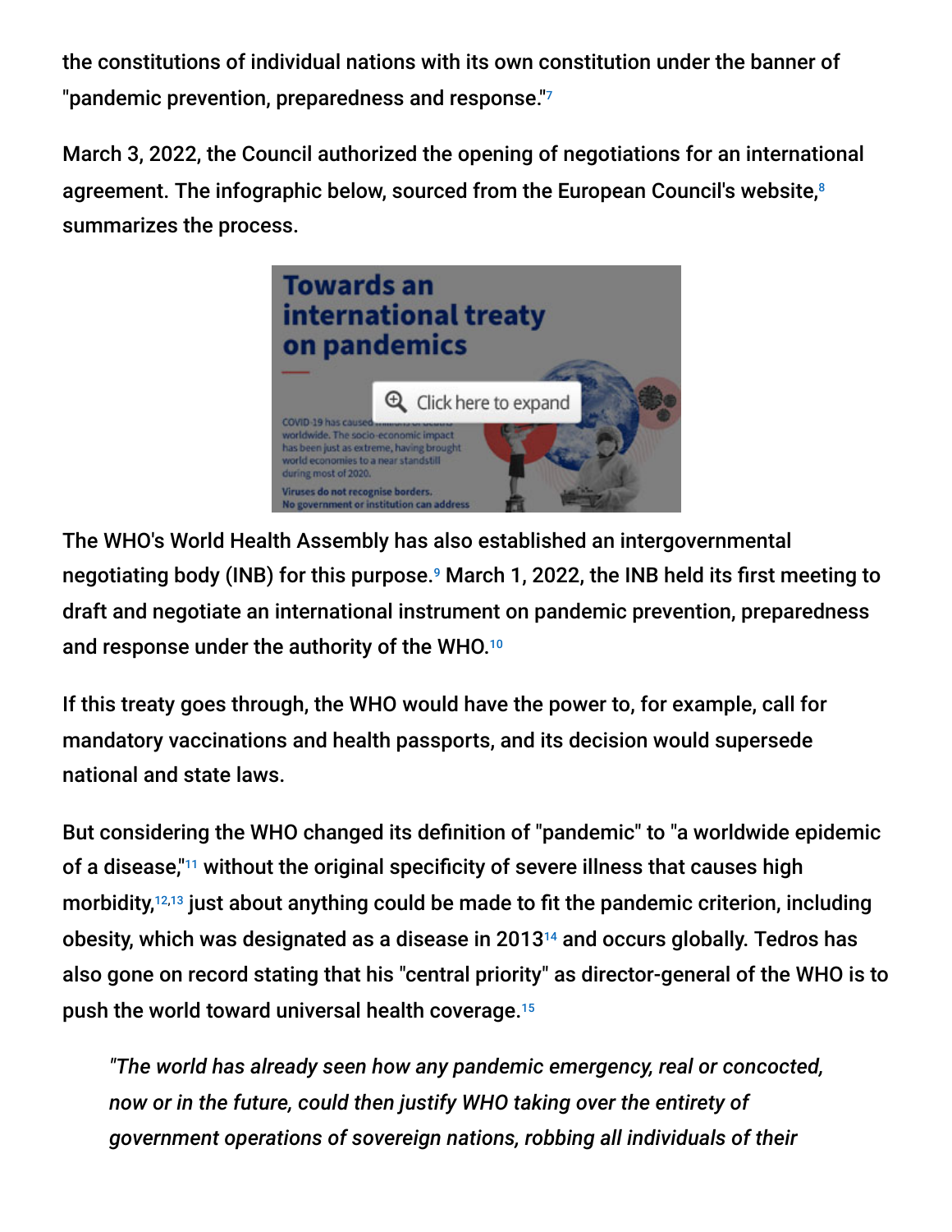the constitutions of individual nations with its own constitution under the banner of "pandemic prevention, preparedness and response."[7]

March 3, 2022, the Council authorized the opening of negotiations for an international agreement. The infographic below, sourced from the European Council's website,[8] summarizes the process.

The WHO's World Health Assembly has also established an intergovernmental negotiating body (INB) for this purpose.[9] March 1, 2022, the INB held its first meeting to draft and negotiate an international instrument on pandemic prevention, preparedness and response under the authority of the WHO.[10]

If this treaty goes through, the WHO would have the power to, for example, call for mandatory vaccinations and health passports, and its decision would supersede national and state laws.

But considering the WHO changed its definition of "pandemic" to "a worldwide epidemic of a disease,"[11] without the original specificity of severe illness that causes high morbidity,[12,13] just about anything could be made to fit the pandemic criterion, including obesity, which was designated as a disease in 2013[14] and occurs globally. Tedros has also gone on record stating that his "central priority" as director-general of the WHO is to push the world toward universal health coverage.[15]

> *"The world has already seen how any pandemic emergency, real or concocted, now or in the future, could then justify WHO taking over the entirety of government operations of sovereign nations, robbing all individuals of their*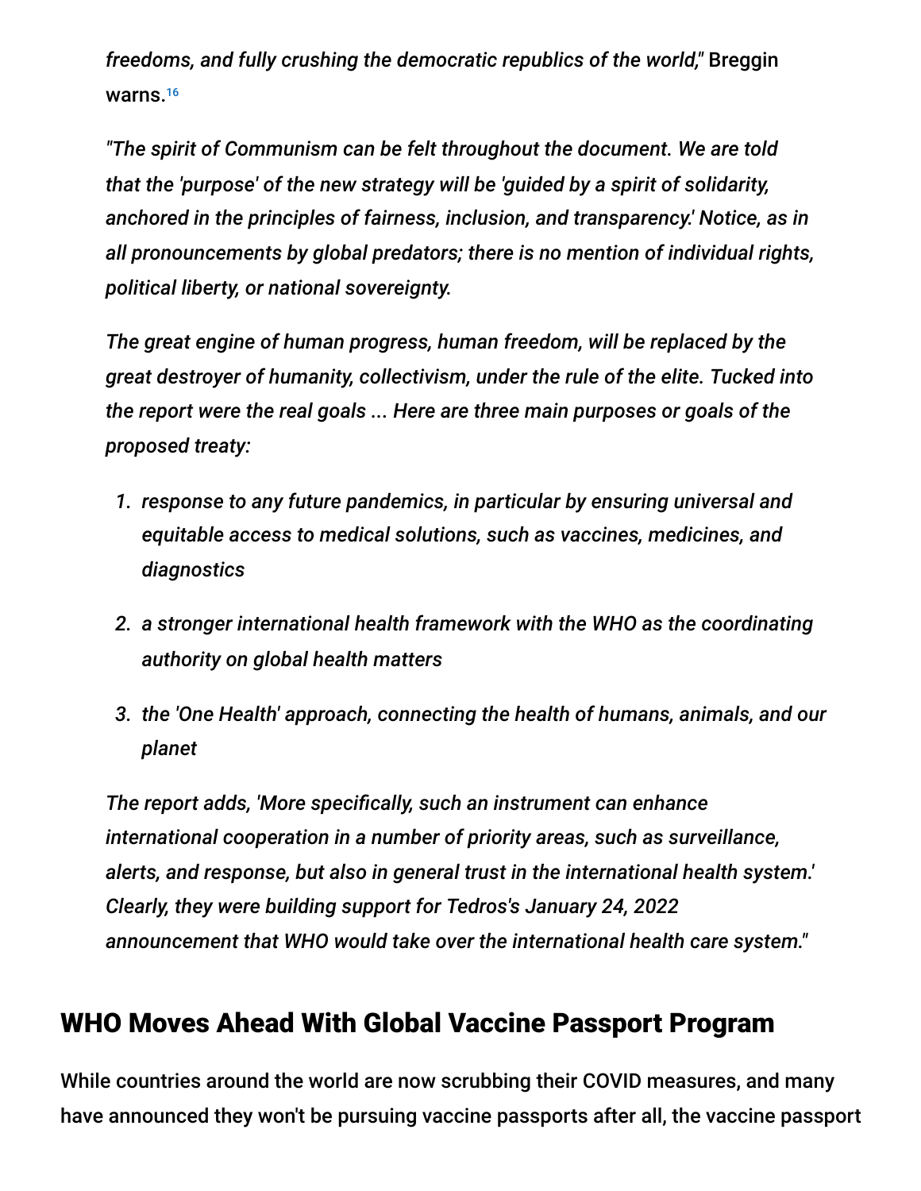*freedoms, and fully crushing the democratic republics of the world,"* Breggin warns.[16]

> *"The spirit of Communism can be felt throughout the document. We are told that the 'purpose' of the new strategy will be 'guided by a spirit of solidarity, anchored in the principles of fairness, inclusion, and transparency.' Notice, as in all pronouncements by global predators; there is no mention of individual rights, political liberty, or national sovereignty.*
>
> *The great engine of human progress, human freedom, will be replaced by the great destroyer of humanity, collectivism, under the rule of the elite. Tucked into the report were the real goals ... Here are three main purposes or goals of the proposed treaty:*
>
> 1. *response to any future pandemics, in particular by ensuring universal and equitable access to medical solutions, such as vaccines, medicines, and diagnostics*
> 2. *a stronger international health framework with the WHO as the coordinating authority on global health matters*
> 3. *the 'One Health' approach, connecting the health of humans, animals, and our planet*
>
> *The report adds, 'More specifically, such an instrument can enhance international cooperation in a number of priority areas, such as surveillance, alerts, and response, but also in general trust in the international health system.' Clearly, they were building support for Tedros's January 24, 2022 announcement that WHO would take over the international health care system."*

## WHO Moves Ahead With Global Vaccine Passport Program

While countries around the world are now scrubbing their COVID measures, and many have announced they won't be pursuing vaccine passports after all, the vaccine passport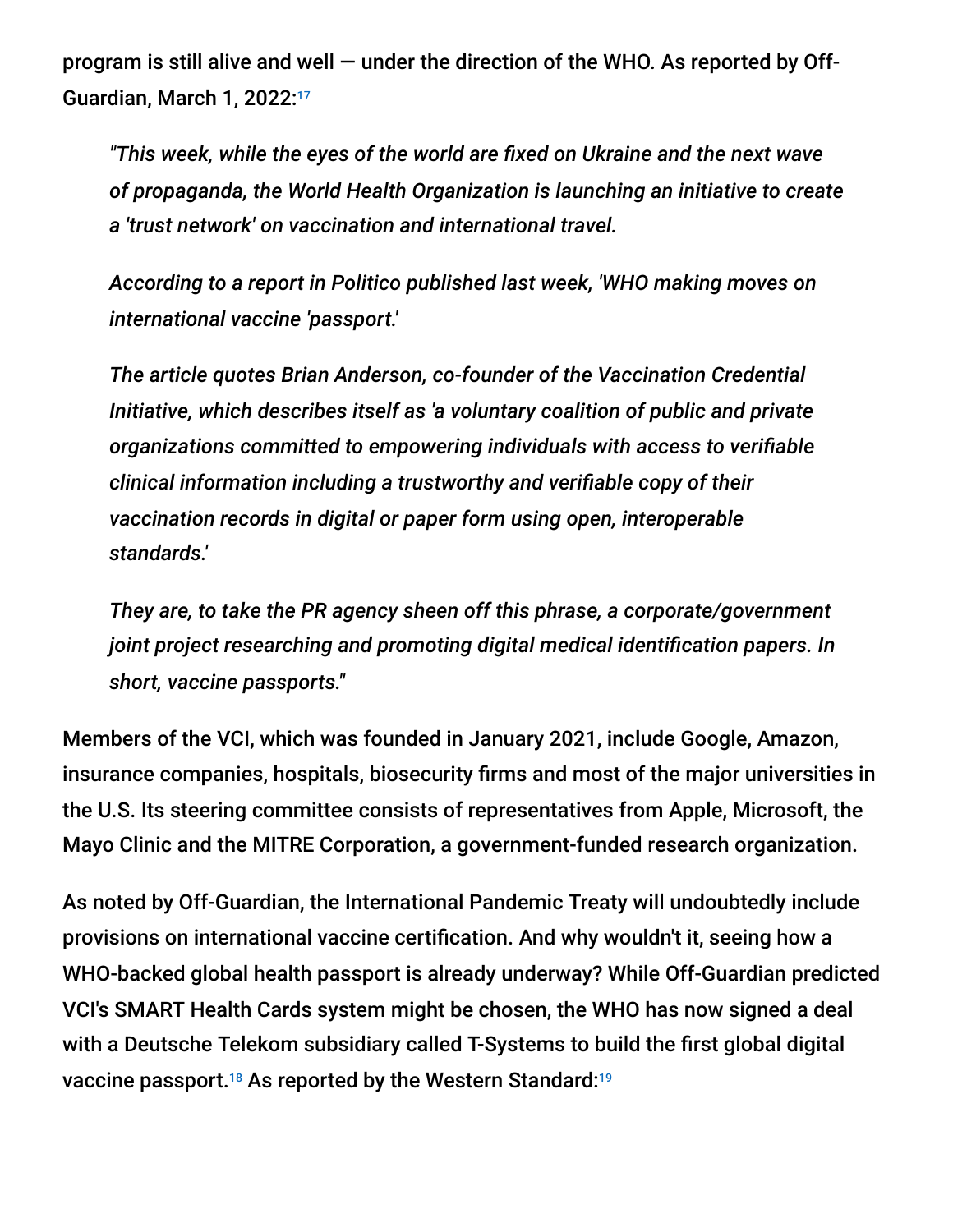program is still alive and well — under the direction of the WHO. As reported by Off-Guardian, March 1, 2022:[17]

> *"This week, while the eyes of the world are fixed on Ukraine and the next wave of propaganda, the World Health Organization is launching an initiative to create a 'trust network' on vaccination and international travel.*
>
> *According to a report in Politico published last week, 'WHO making moves on international vaccine 'passport.'*
>
> *The article quotes Brian Anderson, co-founder of the Vaccination Credential Initiative, which describes itself as 'a voluntary coalition of public and private organizations committed to empowering individuals with access to verifiable clinical information including a trustworthy and verifiable copy of their vaccination records in digital or paper form using open, interoperable standards.'*
>
> *They are, to take the PR agency sheen off this phrase, a corporate/government joint project researching and promoting digital medical identification papers. In short, vaccine passports."*

Members of the VCI, which was founded in January 2021, include Google, Amazon, insurance companies, hospitals, biosecurity firms and most of the major universities in the U.S. Its steering committee consists of representatives from Apple, Microsoft, the Mayo Clinic and the MITRE Corporation, a government-funded research organization.

As noted by Off-Guardian, the International Pandemic Treaty will undoubtedly include provisions on international vaccine certification. And why wouldn't it, seeing how a WHO-backed global health passport is already underway? While Off-Guardian predicted VCI's SMART Health Cards system might be chosen, the WHO has now signed a deal with a Deutsche Telekom subsidiary called T-Systems to build the first global digital vaccine passport.[18] As reported by the Western Standard:[19]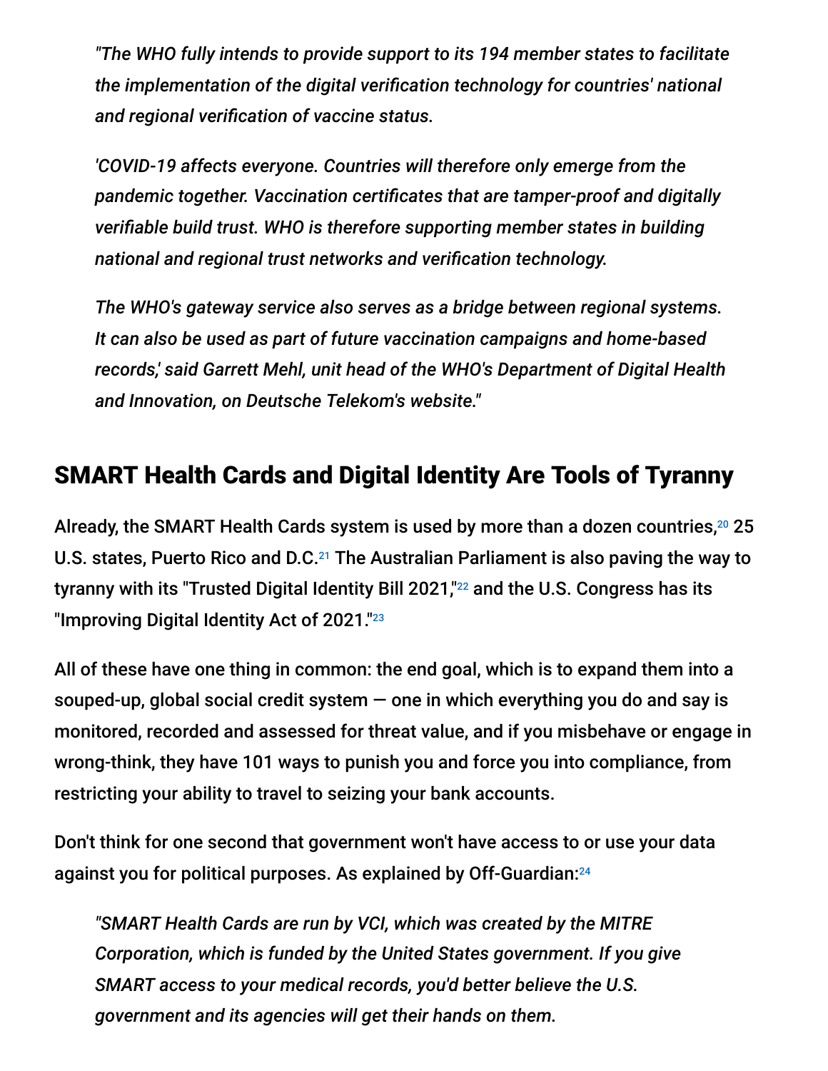> *"The WHO fully intends to provide support to its 194 member states to facilitate the implementation of the digital verification technology for countries' national and regional verification of vaccine status.*
>
> *'COVID-19 affects everyone. Countries will therefore only emerge from the pandemic together. Vaccination certificates that are tamper-proof and digitally verifiable build trust. WHO is therefore supporting member states in building national and regional trust networks and verification technology.*
>
> *The WHO's gateway service also serves as a bridge between regional systems. It can also be used as part of future vaccination campaigns and home-based records,' said Garrett Mehl, unit head of the WHO's Department of Digital Health and Innovation, on Deutsche Telekom's website."*

## SMART Health Cards and Digital Identity Are Tools of Tyranny

Already, the SMART Health Cards system is used by more than a dozen countries,[20] 25 U.S. states, Puerto Rico and D.C.[21] The Australian Parliament is also paving the way to tyranny with its "Trusted Digital Identity Bill 2021,"[22] and the U.S. Congress has its "Improving Digital Identity Act of 2021."[23]

All of these have one thing in common: the end goal, which is to expand them into a souped-up, global social credit system — one in which everything you do and say is monitored, recorded and assessed for threat value, and if you misbehave or engage in wrong-think, they have 101 ways to punish you and force you into compliance, from restricting your ability to travel to seizing your bank accounts.

Don't think for one second that government won't have access to or use your data against you for political purposes. As explained by Off-Guardian:[24]

> *"SMART Health Cards are run by VCI, which was created by the MITRE Corporation, which is funded by the United States government. If you give SMART access to your medical records, you'd better believe the U.S. government and its agencies will get their hands on them.*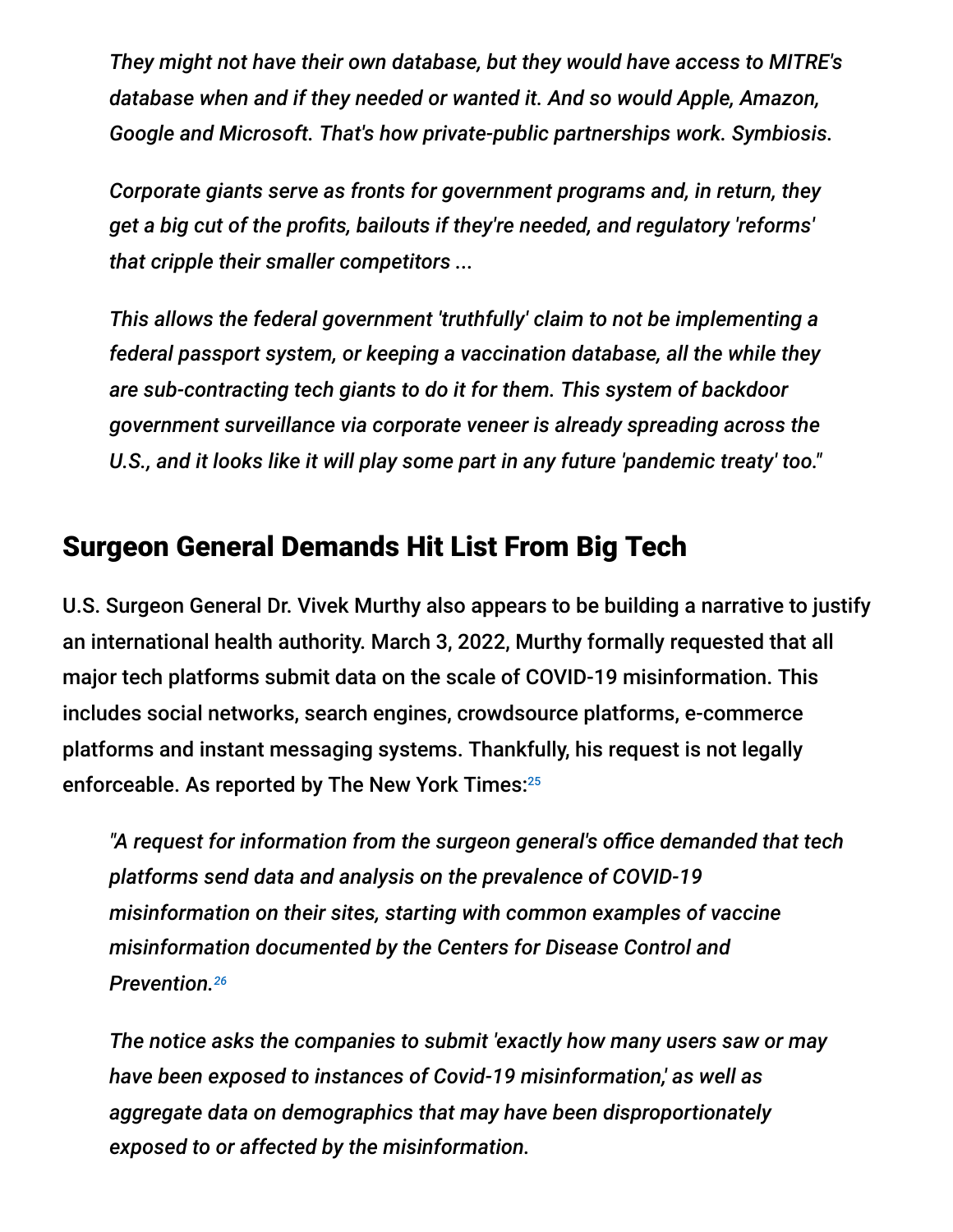> *They might not have their own database, but they would have access to MITRE's database when and if they needed or wanted it. And so would Apple, Amazon, Google and Microsoft. That's how private-public partnerships work. Symbiosis.*
>
> *Corporate giants serve as fronts for government programs and, in return, they get a big cut of the profits, bailouts if they're needed, and regulatory 'reforms' that cripple their smaller competitors ...*
>
> *This allows the federal government 'truthfully' claim to not be implementing a federal passport system, or keeping a vaccination database, all the while they are sub-contracting tech giants to do it for them. This system of backdoor government surveillance via corporate veneer is already spreading across the U.S., and it looks like it will play some part in any future 'pandemic treaty' too."*

## Surgeon General Demands Hit List From Big Tech

U.S. Surgeon General Dr. Vivek Murthy also appears to be building a narrative to justify an international health authority. March 3, 2022, Murthy formally requested that all major tech platforms submit data on the scale of COVID-19 misinformation. This includes social networks, search engines, crowdsource platforms, e-commerce platforms and instant messaging systems. Thankfully, his request is not legally enforceable. As reported by The New York Times:[25]

> *"A request for information from the surgeon general's office demanded that tech platforms send data and analysis on the prevalence of COVID-19 misinformation on their sites, starting with common examples of vaccine misinformation documented by the Centers for Disease Control and Prevention.[26]*
>
> *The notice asks the companies to submit 'exactly how many users saw or may have been exposed to instances of Covid-19 misinformation,' as well as aggregate data on demographics that may have been disproportionately exposed to or affected by the misinformation.*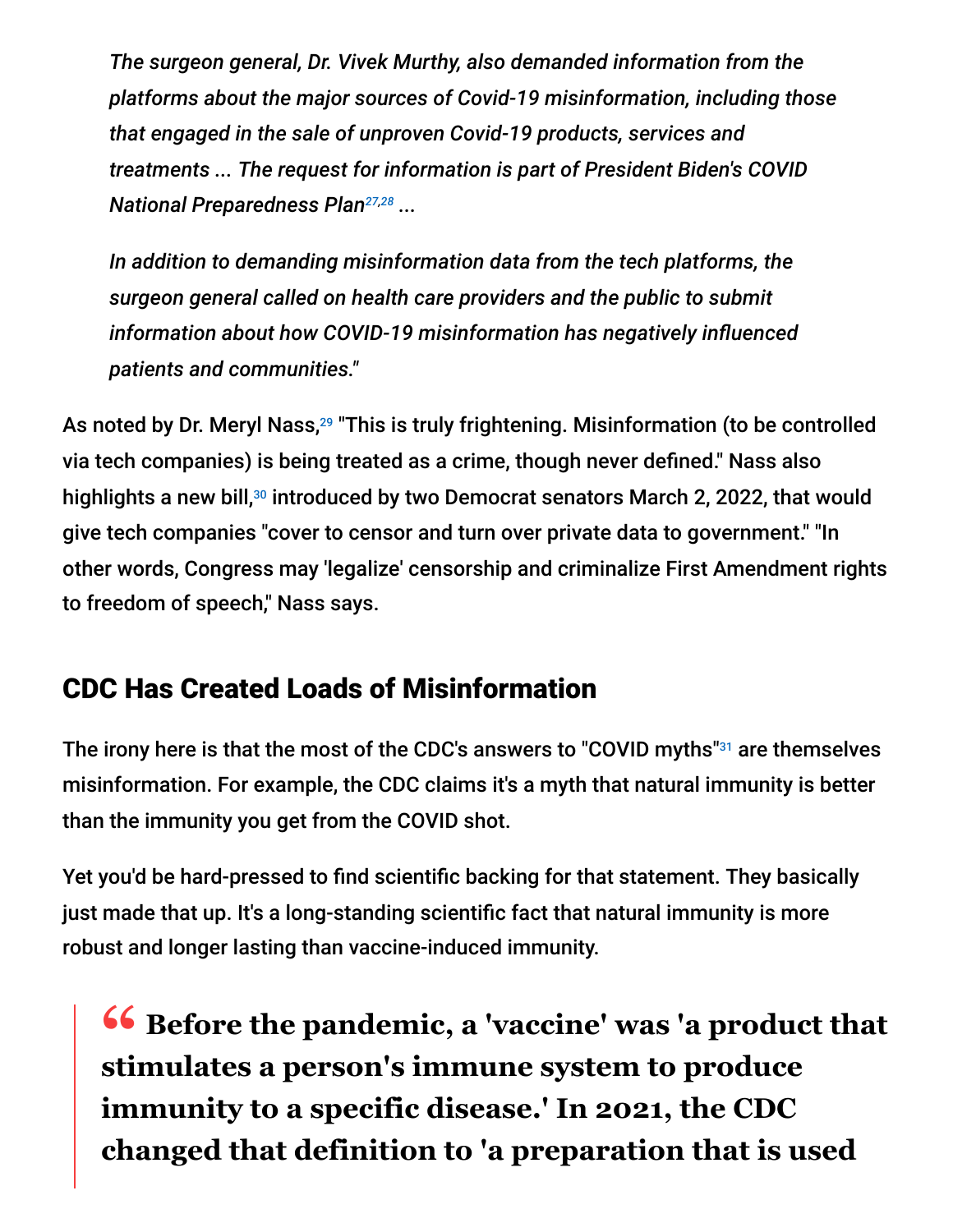> *The surgeon general, Dr. Vivek Murthy, also demanded information from the platforms about the major sources of Covid-19 misinformation, including those that engaged in the sale of unproven Covid-19 products, services and treatments ... The request for information is part of President Biden's COVID National Preparedness Plan*[27,28] ...
>
> *In addition to demanding misinformation data from the tech platforms, the surgeon general called on health care providers and the public to submit information about how COVID-19 misinformation has negatively influenced patients and communities*."

As noted by Dr. Meryl Nass,[29] "This is truly frightening. Misinformation (to be controlled via tech companies) is being treated as a crime, though never defined." Nass also highlights a new bill,[30] introduced by two Democrat senators March 2, 2022, that would give tech companies "cover to censor and turn over private data to government." "In other words, Congress may 'legalize' censorship and criminalize First Amendment rights to freedom of speech," Nass says.

## CDC Has Created Loads of Misinformation

The irony here is that the most of the CDC's answers to "COVID myths"[31] are themselves misinformation. For example, the CDC claims it's a myth that natural immunity is better than the immunity you get from the COVID shot.

Yet you'd be hard-pressed to find scientific backing for that statement. They basically just made that up. It's a long-standing scientific fact that natural immunity is more robust and longer lasting than vaccine-induced immunity.

> **" Before the pandemic, a 'vaccine' was 'a product that stimulates a person's immune system to produce immunity to a specific disease.' In 2021, the CDC changed that definition to 'a preparation that is used**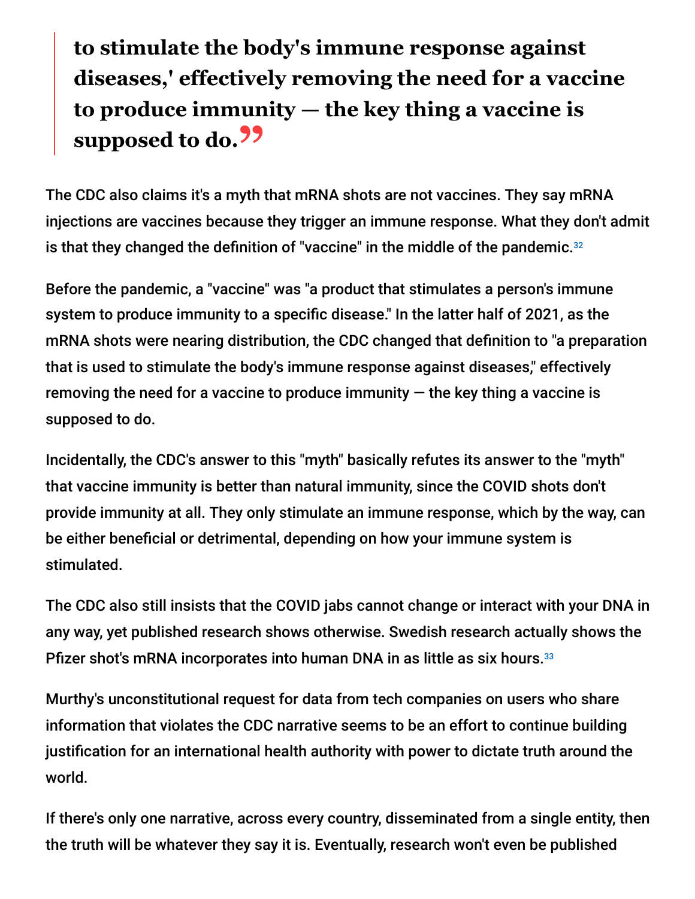> **to stimulate the body's immune response against diseases,' effectively removing the need for a vaccine to produce immunity — the key thing a vaccine is supposed to do.**

The CDC also claims it's a myth that mRNA shots are not vaccines. They say mRNA injections are vaccines because they trigger an immune response. What they don't admit is that they changed the definition of "vaccine" in the middle of the pandemic.[32]

Before the pandemic, a "vaccine" was "a product that stimulates a person's immune system to produce immunity to a specific disease." In the latter half of 2021, as the mRNA shots were nearing distribution, the CDC changed that definition to "a preparation that is used to stimulate the body's immune response against diseases," effectively removing the need for a vaccine to produce immunity — the key thing a vaccine is supposed to do.

Incidentally, the CDC's answer to this "myth" basically refutes its answer to the "myth" that vaccine immunity is better than natural immunity, since the COVID shots don't provide immunity at all. They only stimulate an immune response, which by the way, can be either beneficial or detrimental, depending on how your immune system is stimulated.

The CDC also still insists that the COVID jabs cannot change or interact with your DNA in any way, yet published research shows otherwise. Swedish research actually shows the Pfizer shot's mRNA incorporates into human DNA in as little as six hours.[33]

Murthy's unconstitutional request for data from tech companies on users who share information that violates the CDC narrative seems to be an effort to continue building justification for an international health authority with power to dictate truth around the world.

If there's only one narrative, across every country, disseminated from a single entity, then the truth will be whatever they say it is. Eventually, research won't even be published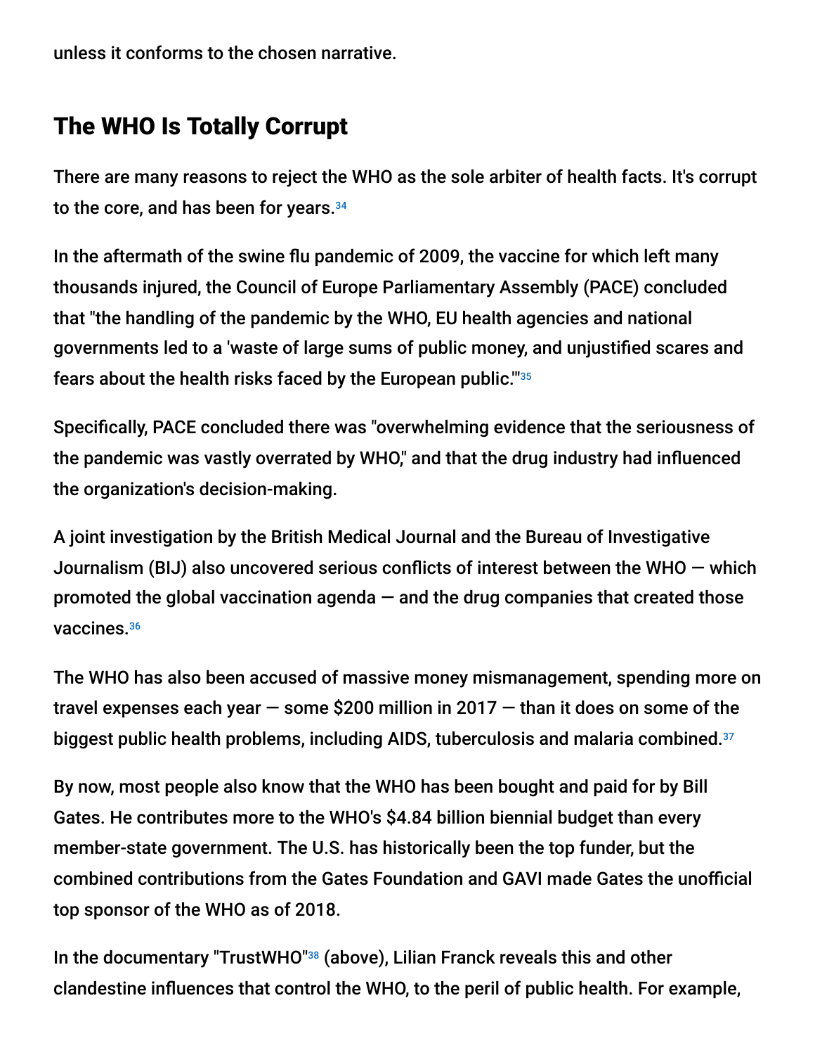unless it conforms to the chosen narrative.

## The WHO Is Totally Corrupt

There are many reasons to reject the WHO as the sole arbiter of health facts. It's corrupt to the core, and has been for years.[34]

In the aftermath of the swine flu pandemic of 2009, the vaccine for which left many thousands injured, the Council of Europe Parliamentary Assembly (PACE) concluded that "the handling of the pandemic by the WHO, EU health agencies and national governments led to a 'waste of large sums of public money, and unjustified scares and fears about the health risks faced by the European public.'"[35]

Specifically, PACE concluded there was "overwhelming evidence that the seriousness of the pandemic was vastly overrated by WHO," and that the drug industry had influenced the organization's decision-making.

A joint investigation by the British Medical Journal and the Bureau of Investigative Journalism (BIJ) also uncovered serious conflicts of interest between the WHO — which promoted the global vaccination agenda — and the drug companies that created those vaccines.[36]

The WHO has also been accused of massive money mismanagement, spending more on travel expenses each year — some $200 million in 2017 — than it does on some of the biggest public health problems, including AIDS, tuberculosis and malaria combined.[37]

By now, most people also know that the WHO has been bought and paid for by Bill Gates. He contributes more to the WHO's $4.84 billion biennial budget than every member-state government. The U.S. has historically been the top funder, but the combined contributions from the Gates Foundation and GAVI made Gates the unofficial top sponsor of the WHO as of 2018.

In the documentary "TrustWHO"[38] (above), Lilian Franck reveals this and other clandestine influences that control the WHO, to the peril of public health. For example,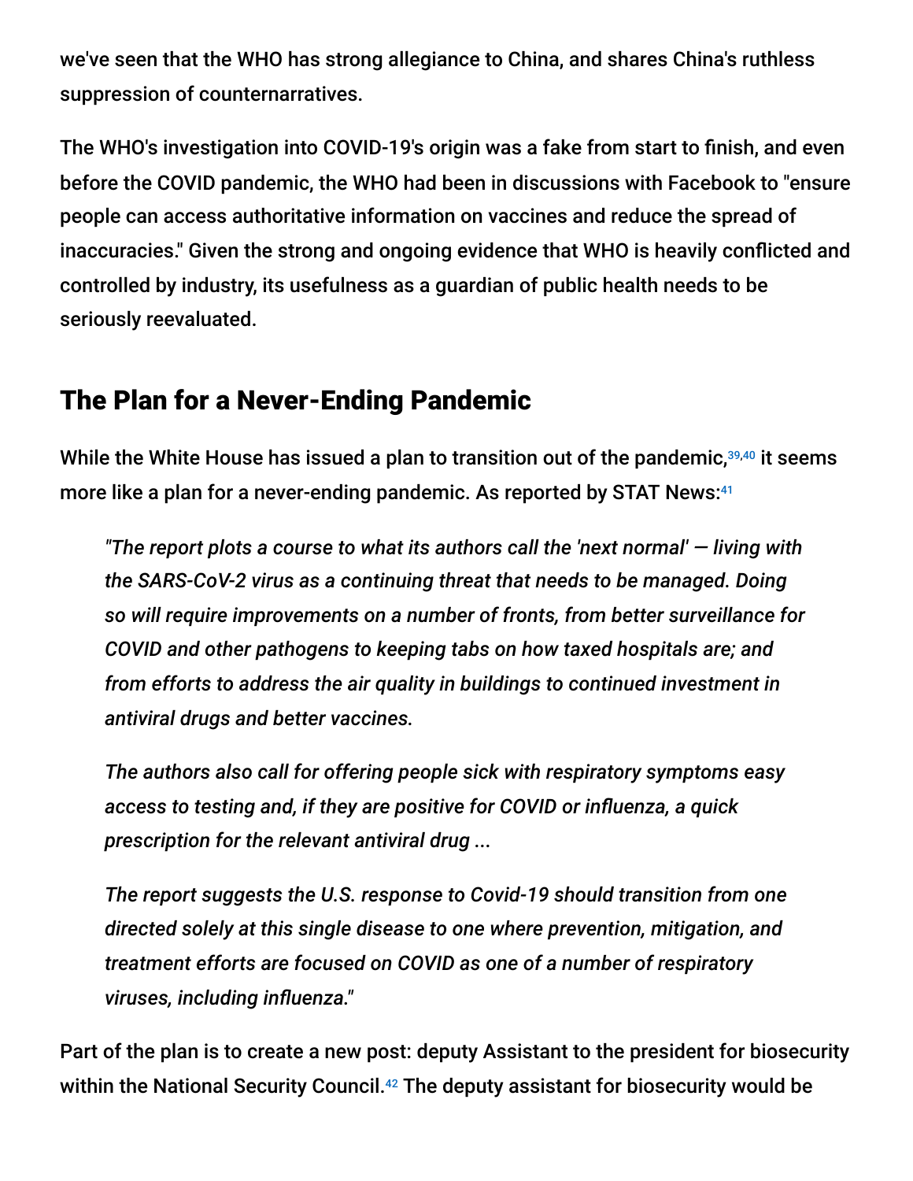we've seen that the WHO has strong allegiance to China, and shares China's ruthless suppression of counternarratives.

The WHO's investigation into COVID-19's origin was a fake from start to finish, and even before the COVID pandemic, the WHO had been in discussions with Facebook to "ensure people can access authoritative information on vaccines and reduce the spread of inaccuracies." Given the strong and ongoing evidence that WHO is heavily conflicted and controlled by industry, its usefulness as a guardian of public health needs to be seriously reevaluated.

## The Plan for a Never-Ending Pandemic

While the White House has issued a plan to transition out of the pandemic,[39,40] it seems more like a plan for a never-ending pandemic. As reported by STAT News:[41]

> *"The report plots a course to what its authors call the 'next normal' — living with the SARS-CoV-2 virus as a continuing threat that needs to be managed. Doing so will require improvements on a number of fronts, from better surveillance for COVID and other pathogens to keeping tabs on how taxed hospitals are; and from efforts to address the air quality in buildings to continued investment in antiviral drugs and better vaccines.*
>
> *The authors also call for offering people sick with respiratory symptoms easy access to testing and, if they are positive for COVID or influenza, a quick prescription for the relevant antiviral drug ...*
>
> *The report suggests the U.S. response to Covid-19 should transition from one directed solely at this single disease to one where prevention, mitigation, and treatment efforts are focused on COVID as one of a number of respiratory viruses, including influenza."*

Part of the plan is to create a new post: deputy Assistant to the president for biosecurity within the National Security Council.[42] The deputy assistant for biosecurity would be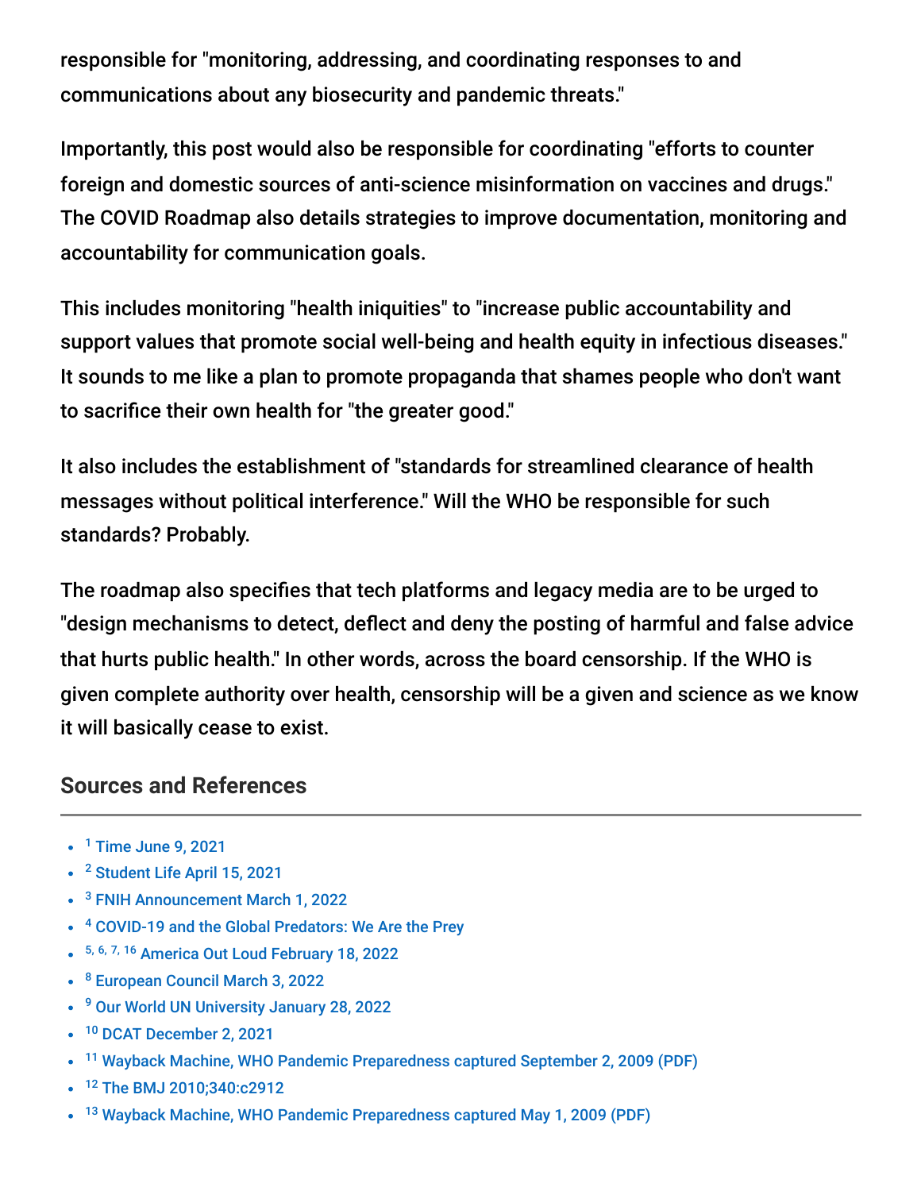responsible for "monitoring, addressing, and coordinating responses to and communications about any biosecurity and pandemic threats."

Importantly, this post would also be responsible for coordinating "efforts to counter foreign and domestic sources of anti-science misinformation on vaccines and drugs." The COVID Roadmap also details strategies to improve documentation, monitoring and accountability for communication goals.

This includes monitoring "health iniquities" to "increase public accountability and support values that promote social well-being and health equity in infectious diseases." It sounds to me like a plan to promote propaganda that shames people who don't want to sacrifice their own health for "the greater good."

It also includes the establishment of "standards for streamlined clearance of health messages without political interference." Will the WHO be responsible for such standards? Probably.

The roadmap also specifies that tech platforms and legacy media are to be urged to "design mechanisms to detect, deflect and deny the posting of harmful and false advice that hurts public health." In other words, across the board censorship. If the WHO is given complete authority over health, censorship will be a given and science as we know it will basically cease to exist.

## Sources and References

- [1] Time June 9, 2021
- [2] Student Life April 15, 2021
- [3] FNIH Announcement March 1, 2022
- [4] COVID-19 and the Global Predators: We Are the Prey
- [5, 6, 7, 16] America Out Loud February 18, 2022
- [8] European Council March 3, 2022
- [9] Our World UN University January 28, 2022
- [10] DCAT December 2, 2021
- [11] Wayback Machine, WHO Pandemic Preparedness captured September 2, 2009 (PDF)
- [12] The BMJ 2010;340:c2912
- [13] Wayback Machine, WHO Pandemic Preparedness captured May 1, 2009 (PDF)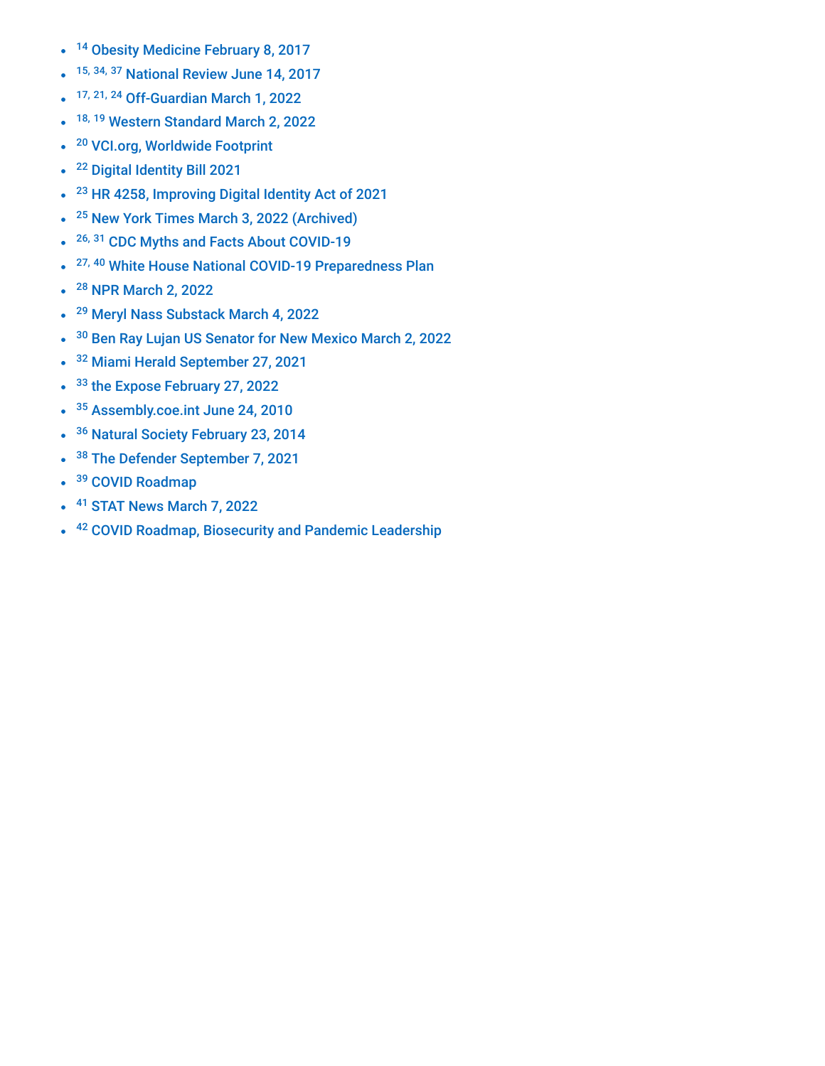- [14] Obesity Medicine February 8, 2017
- [15, 34, 37] National Review June 14, 2017
- [17, 21, 24] Off-Guardian March 1, 2022
- [18, 19] Western Standard March 2, 2022
- [20] VCI.org, Worldwide Footprint
- [22] Digital Identity Bill 2021
- [23] HR 4258, Improving Digital Identity Act of 2021
- [25] New York Times March 3, 2022 (Archived)
- [26, 31] CDC Myths and Facts About COVID-19
- [27, 40] White House National COVID-19 Preparedness Plan
- [28] NPR March 2, 2022
- [29] Meryl Nass Substack March 4, 2022
- [30] Ben Ray Lujan US Senator for New Mexico March 2, 2022
- [32] Miami Herald September 27, 2021
- [33] the Expose February 27, 2022
- [35] Assembly.coe.int June 24, 2010
- [36] Natural Society February 23, 2014
- [38] The Defender September 7, 2021
- [39] COVID Roadmap
- [41] STAT News March 7, 2022
- [42] COVID Roadmap, Biosecurity and Pandemic Leadership